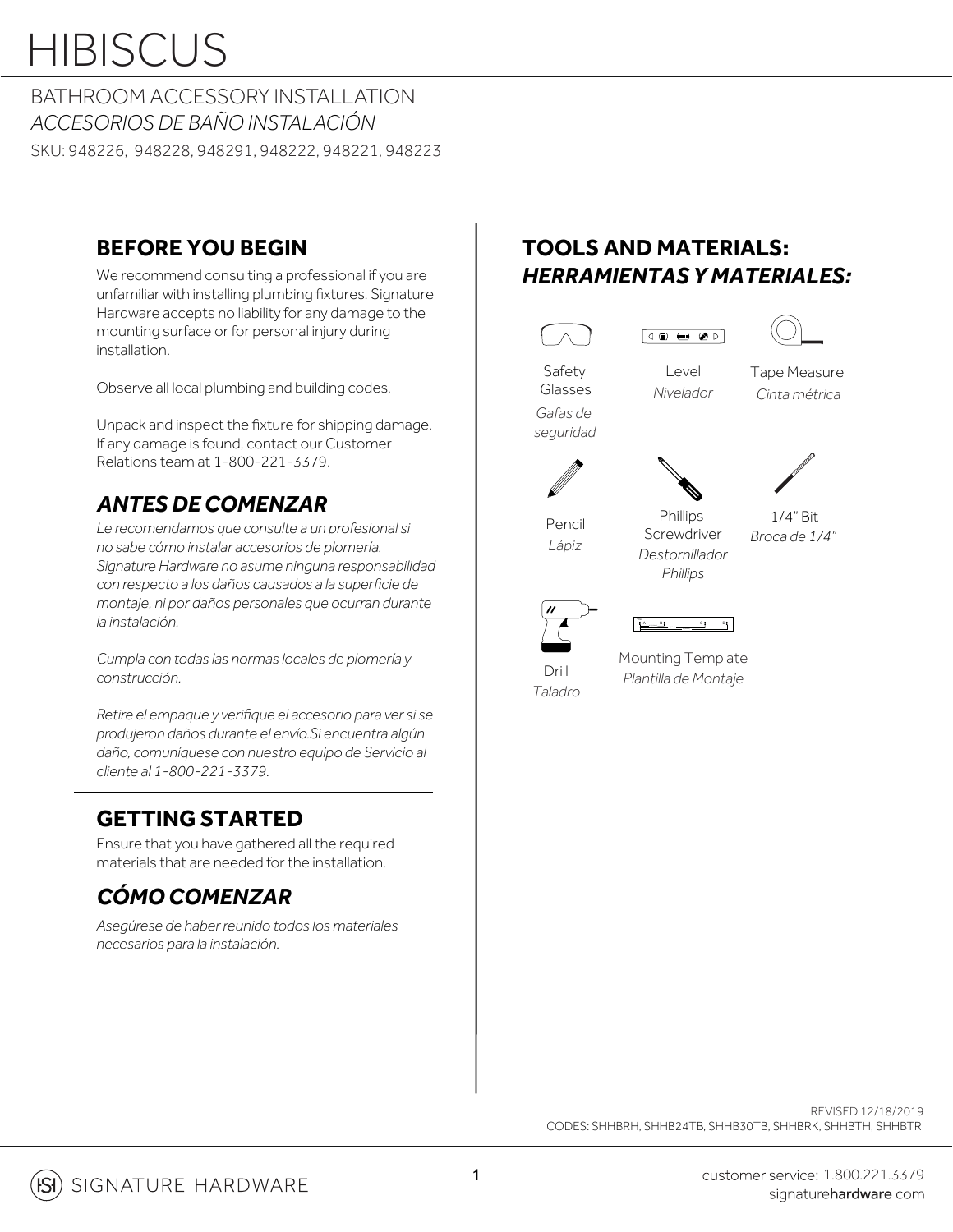# HIBISCUS

BATHROOM ACCESSORY INSTALLATION
*ACCESORIOS DE BAÑO INSTALACIÓN*
SKU: 948226, 948228, 948291, 948222, 948221, 948223

## BEFORE YOU BEGIN

We recommend consulting a professional if you are unfamiliar with installing plumbing fixtures. Signature Hardware accepts no liability for any damage to the mounting surface or for personal injury during installation.

Observe all local plumbing and building codes.

Unpack and inspect the fixture for shipping damage. If any damage is found, contact our Customer Relations team at 1-800-221-3379.

## *ANTES DE COMENZAR*

*Le recomendamos que consulte a un profesional si no sabe cómo instalar accesorios de plomería. Signature Hardware no asume ninguna responsabilidad con respecto a los daños causados a la superficie de montaje, ni por daños personales que ocurran durante la instalación.*

*Cumpla con todas las normas locales de plomería y construcción.*

*Retire el empaque y verifique el accesorio para ver si se produjeron daños durante el envío.Si encuentra algún daño, comuníquese con nuestro equipo de Servicio al cliente al 1-800-221-3379.*

## GETTING STARTED

Ensure that you have gathered all the required materials that are needed for the installation.

## *CÓMO COMENZAR*

*Asegúrese de haber reunido todos los materiales necesarios para la instalación.*

## TOOLS AND MATERIALS:
## *HERRAMIENTAS Y MATERIALES:*

- Safety Glasses / *Gafas de seguridad*
- Level / *Nivelador*
- Tape Measure / *Cinta métrica*
- Pencil / *Lápiz*
- Phillips Screwdriver / *Destornillador Phillips*
- 1/4" Bit / *Broca de 1/4"*
- Drill / *Taladro*
- Mounting Template / *Plantilla de Montaje*

REVISED 12/18/2019
CODES: SHHBRH, SHHB24TB, SHHB30TB, SHHBRK, SHHBTH, SHHBTR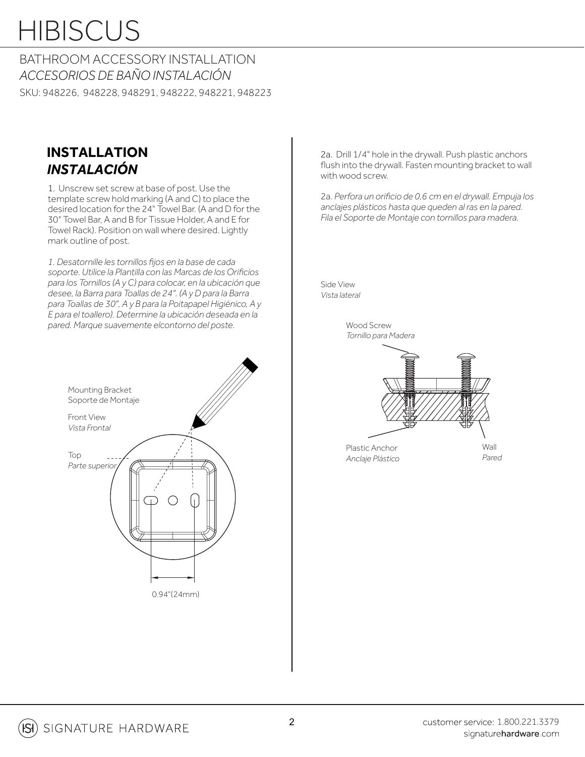# HIBISCUS

BATHROOM ACCESSORY INSTALLATION
*ACCESORIOS DE BAÑO INSTALACIÓN*
SKU: 948226, 948228, 948291, 948222, 948221, 948223

## INSTALLATION
## *INSTALACIÓN*

1. Unscrew set screw at base of post. Use the template screw hold marking (A and C) to place the desired location for the 24" Towel Bar. (A and D for the 30" Towel Bar, A and B for Tissue Holder, A and E for Towel Rack). Position on wall where desired. Lightly mark outline of post.

*1. Desatornille les tornillos fijos en la base de cada soporte. Utilice la Plantilla con las Marcas de los Orificios para los Tornillos (A y C) para colocar, en la ubicación que desee, la Barra para Toallas de 24". (A y D para la Barra para Toallas de 30", A y B para la Poitapapel Higiénico, A y E para el toallero). Determine la ubicación deseada en la pared. Marque suavemente elcontorno del poste.*

Mounting Bracket
Soporte de Montaje

Front View
*Vista Frontal*

Top
*Parte superior*

0.94"(24mm)

2a. Drill 1/4" hole in the drywall. Push plastic anchors flush into the drywall. Fasten mounting bracket to wall with wood screw.

*2a. Perfora un orificio de 0,6 cm en el drywall. Empuja los anclajes plásticos hasta que queden al ras en la pared. Fila el Soporte de Montaje con tornillos para madera.*

Side View
*Vista lateral*

Wood Screw
*Tornillo para Madera*

Plastic Anchor
*Anclaje Plástico*

Wall
*Pared*

SIGNATURE HARDWARE

customer service: 1.800.221.3379
signaturehardware.com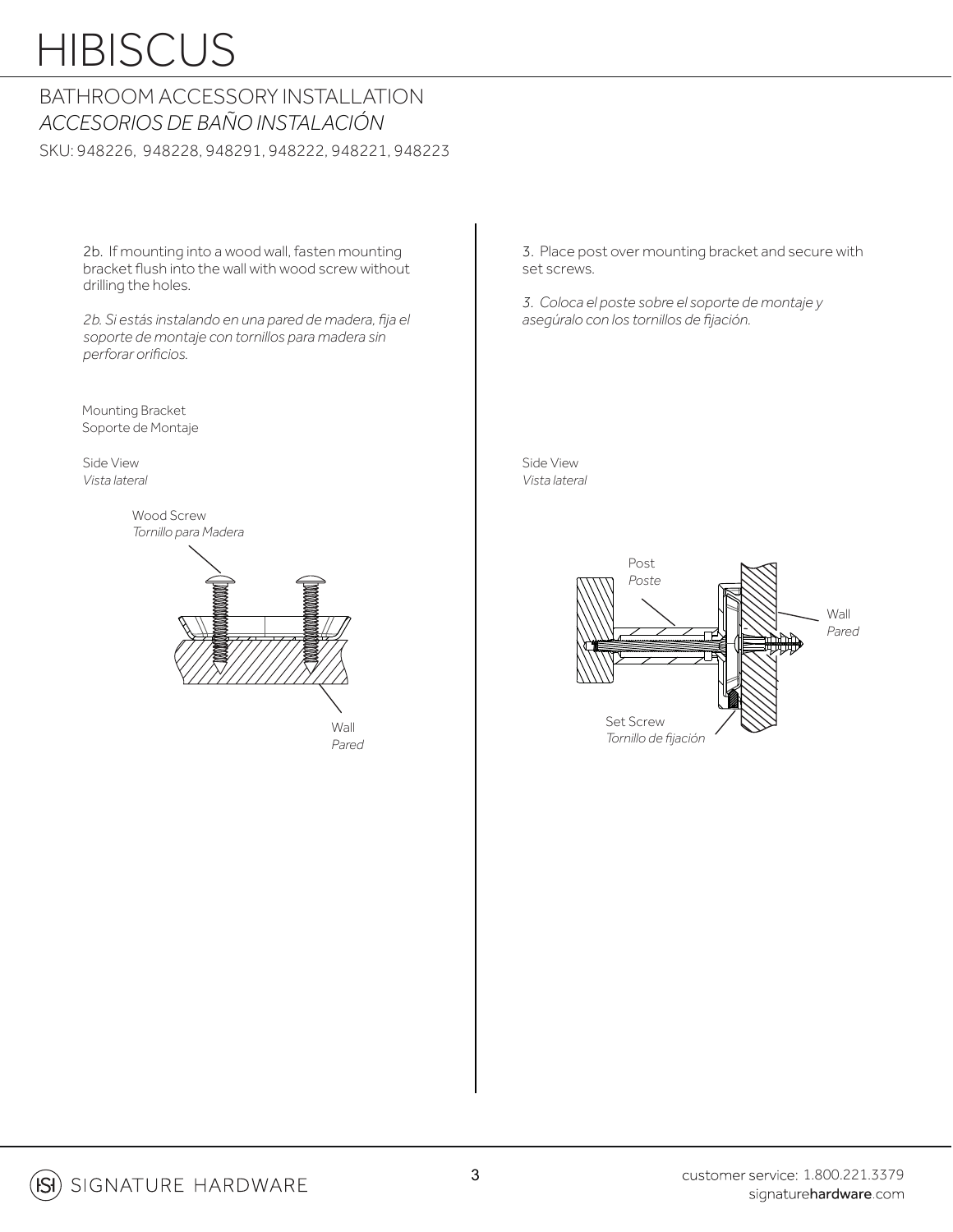# HIBISCUS

## BATHROOM ACCESSORY INSTALLATION

## *ACCESORIOS DE BAÑO INSTALACIÓN*

SKU: 948226, 948228, 948291, 948222, 948221, 948223

2b. If mounting into a wood wall, fasten mounting bracket flush into the wall with wood screw without drilling the holes.

*2b. Si estás instalando en una pared de madera, fija el soporte de montaje con tornillos para madera sin perforar orificios.*

Mounting Bracket
Soporte de Montaje

Side View
*Vista lateral*

Wood Screw
*Tornillo para Madera*

Wall
*Pared*

3. Place post over mounting bracket and secure with set screws.

*3. Coloca el poste sobre el soporte de montaje y asegúralo con los tornillos de fijación.*

Side View
*Vista lateral*

Post
*Poste*

Wall
*Pared*

Set Screw
*Tornillo de fijación*

SIGNATURE HARDWARE

customer service: 1.800.221.3379
signaturehardware.com